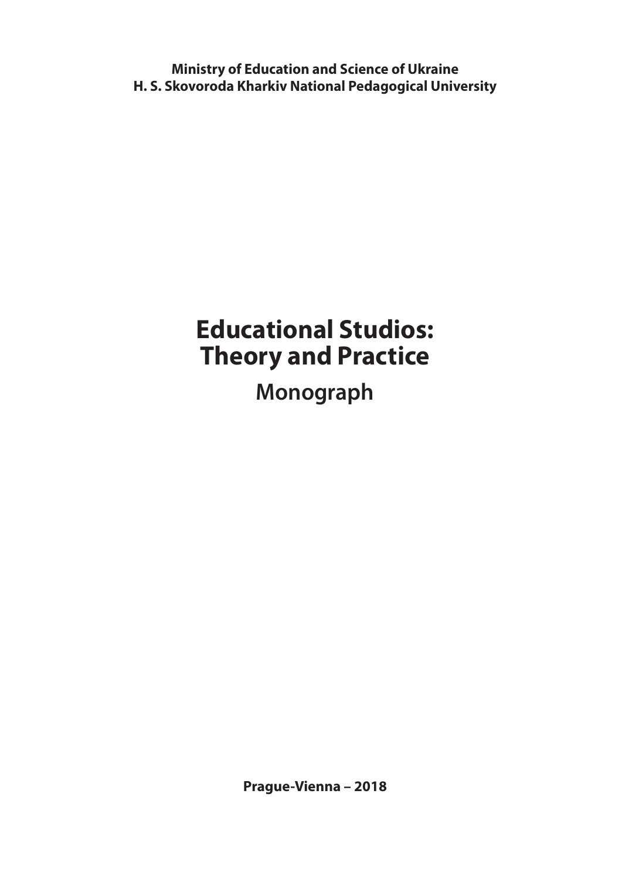**Ministry of Education and Science of Ukraine**
**H. S. Skovoroda Kharkiv National Pedagogical University**

# Educational Studios: Theory and Practice

## Monograph

**Prague-Vienna – 2018**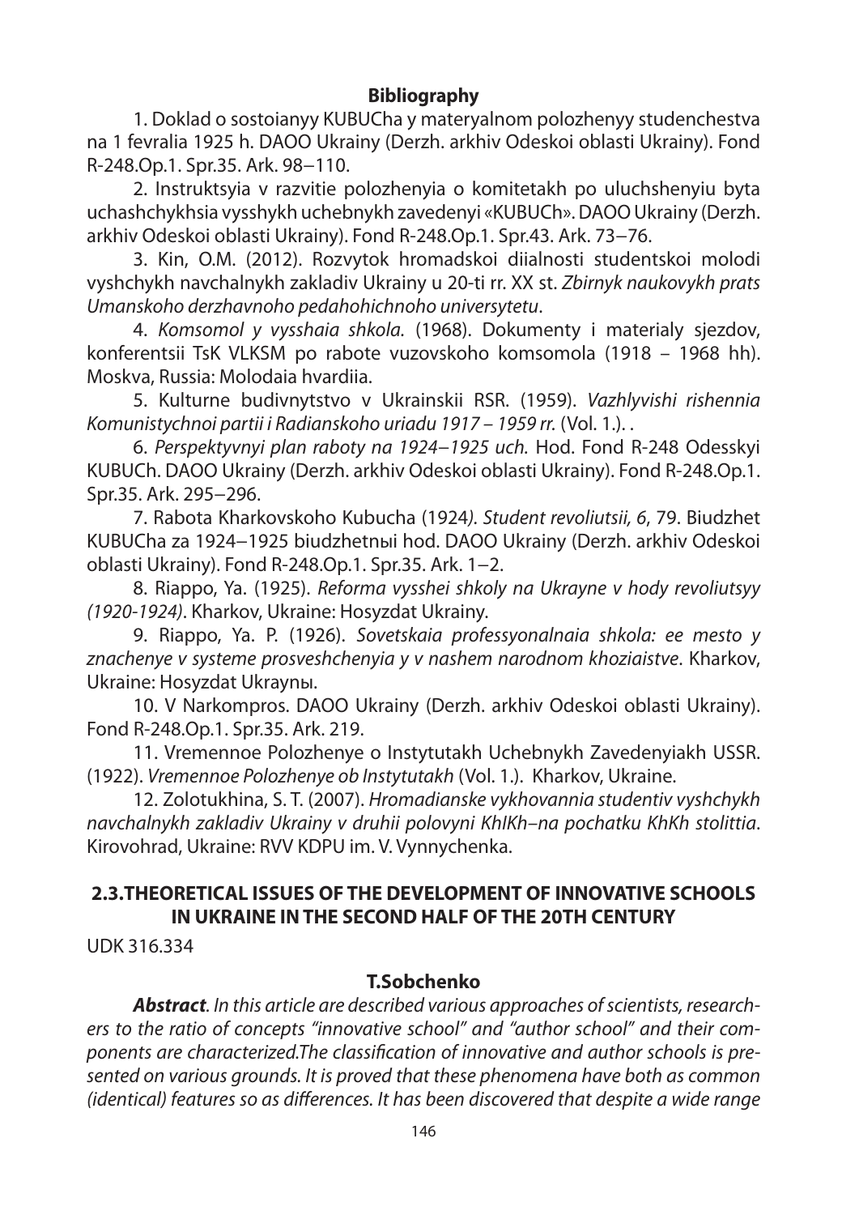**Bibliography**

1. Doklad o sostoianyy KUBUCha y materyalnom polozhenyy studenchestva na 1 fevralia 1925 h. DAOO Ukrainy (Derzh. arkhiv Odeskoi oblasti Ukrainy). Fond R-248.Op.1. Spr.35. Ark. 98–110.

2. Instruktsyia v razvitie polozhenyia o komitetakh po uluchshenyiu byta uchashchykhsia vysshykh uchebnykh zavedenyi «KUBUCh». DAOO Ukrainy (Derzh. arkhiv Odeskoi oblasti Ukrainy). Fond R-248.Op.1. Spr.43. Ark. 73–76.

3. Kin, O.M. (2012). Rozvytok hromadskoi diialnosti studentskoi molodi vyshchykh navchalnykh zakladiv Ukrainy u 20-ti rr. XX st. *Zbirnyk naukovykh prats Umanskoho derzhavnoho pedahohichnoho universytetu*.

4. *Komsomol y vysshaia shkola.* (1968). Dokumenty i materialy sjezdov, konferentsii TsK VLKSM po rabote vuzovskoho komsomola (1918 – 1968 hh). Moskva, Russia: Molodaia hvardiia.

5. Kulturne budivnytstvo v Ukrainskii RSR. (1959). *Vazhlyvishi rishennia Komunistychnoi partii i Radianskoho uriadu 1917 – 1959 rr.* (Vol. 1.). .

6. *Perspektyvnyi plan raboty na 1924–1925 uch.* Hod. Fond R-248 Odesskyi KUBUCh. DAOO Ukrainy (Derzh. arkhiv Odeskoi oblasti Ukrainy). Fond R-248.Op.1. Spr.35. Ark. 295–296.

7. Rabota Kharkovskoho Kubucha (1924*). Student revoliutsii, 6*, 79. Biudzhet KUBUCha za 1924–1925 biudzhetnы hod. DAOO Ukrainy (Derzh. arkhiv Odeskoi oblasti Ukrainy). Fond R-248.Op.1. Spr.35. Ark. 1–2.

8. Riappo, Ya. (1925). *Reforma vysshei shkoly na Ukrayne v hody revoliutsyy (1920-1924)*. Kharkov, Ukraine: Hosyzdat Ukrainy.

9. Riappo, Ya. P. (1926). *Sovetskaia professyonalnaia shkola: ee mesto y znachenye v systeme prosveshchenyia y v nashem narodnom khoziaistve*. Kharkov, Ukraine: Hosyzdat Ukraynы.

10. V Narkompros. DAOO Ukrainy (Derzh. arkhiv Odeskoi oblasti Ukrainy). Fond R-248.Op.1. Spr.35. Ark. 219.

11. Vremennoe Polozhenye o Instytutakh Uchebnykh Zavedenyiakh USSR. (1922). *Vremennoe Polozhenye ob Instytutakh* (Vol. 1.). Kharkov, Ukraine.

12. Zolotukhina, S. T. (2007). *Hromadianske vykhovannia studentiv vyshchykh navchalnykh zakladiv Ukrainy v druhii polovyni KhIKh–na pochatku KhKh stolittia*. Kirovohrad, Ukraine: RVV KDPU im. V. Vynnychenka.

## 2.3.THEORETICAL ISSUES OF THE DEVELOPMENT OF INNOVATIVE SCHOOLS IN UKRAINE IN THE SECOND HALF OF THE 20TH CENTURY

UDK 316.334

**T.Sobchenko**

***Abstract***. *In this article are described various approaches of scientists, researchers to the ratio of concepts "innovative school" and "author school" and their components are characterized.The classification of innovative and author schools is presented on various grounds. It is proved that these phenomena have both as common (identical) features so as differences. It has been discovered that despite a wide range*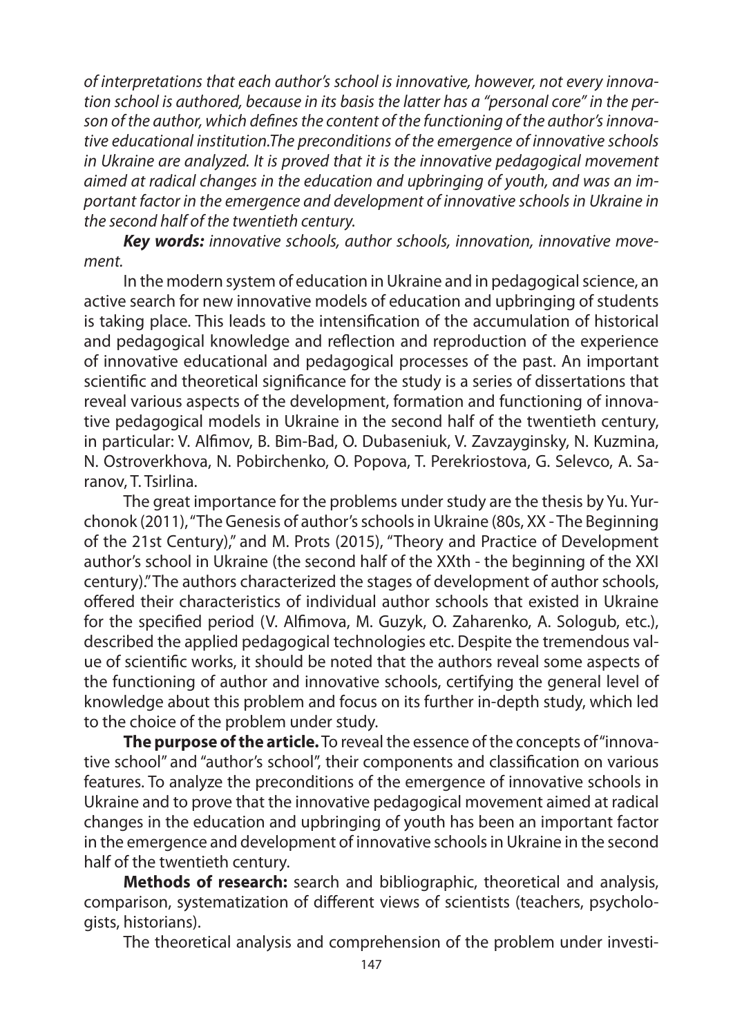*of interpretations that each author's school is innovative, however, not every innovation school is authored, because in its basis the latter has a "personal core" in the person of the author, which defines the content of the functioning of the author's innovative educational institution.The preconditions of the emergence of innovative schools in Ukraine are analyzed. It is proved that it is the innovative pedagogical movement aimed at radical changes in the education and upbringing of youth, and was an important factor in the emergence and development of innovative schools in Ukraine in the second half of the twentieth century.*

***Key words:** innovative schools, author schools, innovation, innovative movement.*

In the modern system of education in Ukraine and in pedagogical science, an active search for new innovative models of education and upbringing of students is taking place. This leads to the intensification of the accumulation of historical and pedagogical knowledge and reflection and reproduction of the experience of innovative educational and pedagogical processes of the past. An important scientific and theoretical significance for the study is a series of dissertations that reveal various aspects of the development, formation and functioning of innovative pedagogical models in Ukraine in the second half of the twentieth century, in particular: V. Alfimov, B. Bim-Bad, O. Dubaseniuk, V. Zavzayginsky, N. Kuzmina, N. Ostroverkhova, N. Pobirchenko, O. Popova, T. Perekriostova, G. Selevco, A. Saranov, T. Tsirlina.

The great importance for the problems under study are the thesis by Yu. Yurchonok (2011), "The Genesis of author's schools in Ukraine (80s, XX - The Beginning of the 21st Century)," and M. Prots (2015), "Theory and Practice of Development author's school in Ukraine (the second half of the XXth - the beginning of the XXI century)." The authors characterized the stages of development of author schools, offered their characteristics of individual author schools that existed in Ukraine for the specified period (V. Alfimova, M. Guzyk, O. Zaharenko, A. Sologub, etc.), described the applied pedagogical technologies etc. Despite the tremendous value of scientific works, it should be noted that the authors reveal some aspects of the functioning of author and innovative schools, certifying the general level of knowledge about this problem and focus on its further in-depth study, which led to the choice of the problem under study.

**The purpose of the article.** To reveal the essence of the concepts of "innovative school" and "author's school", their components and classification on various features. To analyze the preconditions of the emergence of innovative schools in Ukraine and to prove that the innovative pedagogical movement aimed at radical changes in the education and upbringing of youth has been an important factor in the emergence and development of innovative schools in Ukraine in the second half of the twentieth century.

**Methods of research:** search and bibliographic, theoretical and analysis, comparison, systematization of different views of scientists (teachers, psychologists, historians).

The theoretical analysis and comprehension of the problem under investi-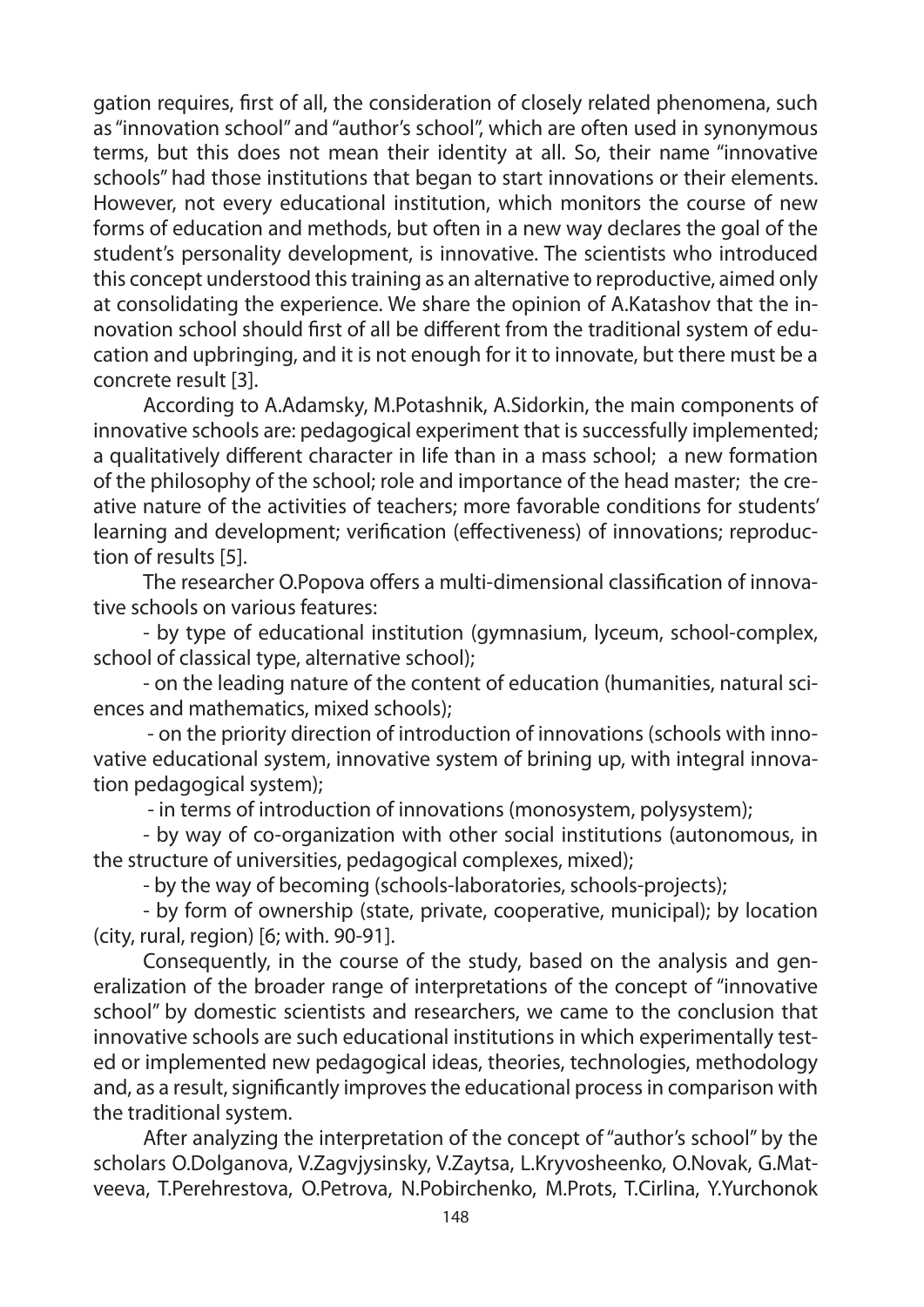gation requires, first of all, the consideration of closely related phenomena, such as "innovation school" and "author's school", which are often used in synonymous terms, but this does not mean their identity at all. So, their name "innovative schools" had those institutions that began to start innovations or their elements. However, not every educational institution, which monitors the course of new forms of education and methods, but often in a new way declares the goal of the student's personality development, is innovative. The scientists who introduced this concept understood this training as an alternative to reproductive, aimed only at consolidating the experience. We share the opinion of A.Katashov that the innovation school should first of all be different from the traditional system of education and upbringing, and it is not enough for it to innovate, but there must be a concrete result [3].

According to A.Adamsky, M.Potashnik, A.Sidorkin, the main components of innovative schools are: pedagogical experiment that is successfully implemented; a qualitatively different character in life than in a mass school; a new formation of the philosophy of the school; role and importance of the head master; the creative nature of the activities of teachers; more favorable conditions for students' learning and development; verification (effectiveness) of innovations; reproduction of results [5].

The researcher O.Popova offers a multi-dimensional classification of innovative schools on various features:

- by type of educational institution (gymnasium, lyceum, school-complex, school of classical type, alternative school);
- on the leading nature of the content of education (humanities, natural sciences and mathematics, mixed schools);
- on the priority direction of introduction of innovations (schools with innovative educational system, innovative system of brining up, with integral innovation pedagogical system);
- in terms of introduction of innovations (monosystem, polysystem);
- by way of co-organization with other social institutions (autonomous, in the structure of universities, pedagogical complexes, mixed);
- by the way of becoming (schools-laboratories, schools-projects);
- by form of ownership (state, private, cooperative, municipal); by location (city, rural, region) [6; with. 90-91].

Consequently, in the course of the study, based on the analysis and generalization of the broader range of interpretations of the concept of "innovative school" by domestic scientists and researchers, we came to the conclusion that innovative schools are such educational institutions in which experimentally tested or implemented new pedagogical ideas, theories, technologies, methodology and, as a result, significantly improves the educational process in comparison with the traditional system.

After analyzing the interpretation of the concept of "author's school" by the scholars O.Dolganova, V.Zagvjysinsky, V.Zaytsa, L.Kryvosheenko, O.Novak, G.Matveeva, T.Perehrestova, O.Petrova, N.Pobirchenko, M.Prots, T.Cirlina, Y.Yurchonok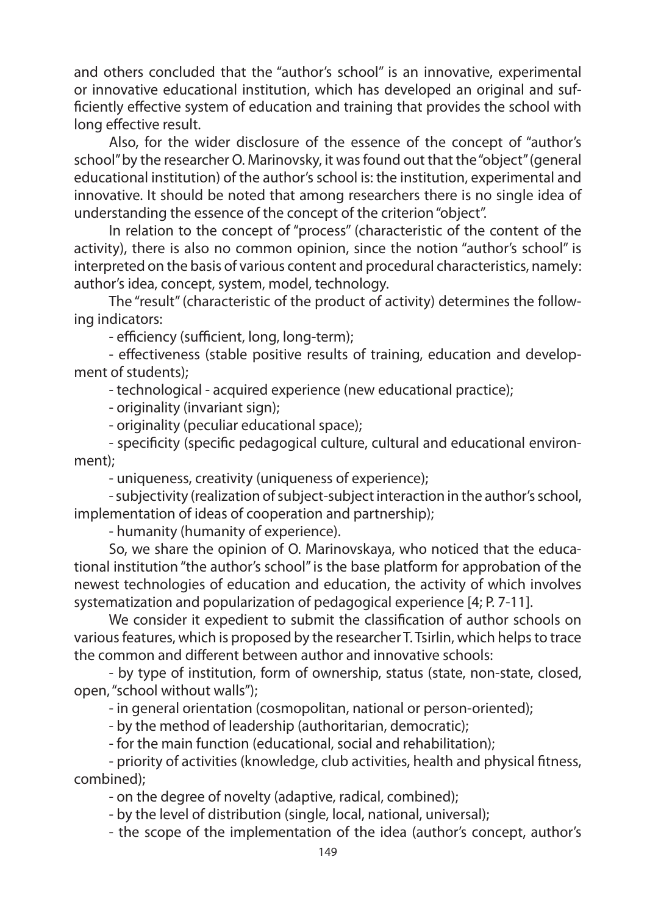and others concluded that the "author's school" is an innovative, experimental or innovative educational institution, which has developed an original and sufficiently effective system of education and training that provides the school with long effective result.

Also, for the wider disclosure of the essence of the concept of "author's school" by the researcher O. Marinovsky, it was found out that the "object" (general educational institution) of the author's school is: the institution, experimental and innovative. It should be noted that among researchers there is no single idea of understanding the essence of the concept of the criterion "object".

In relation to the concept of "process" (characteristic of the content of the activity), there is also no common opinion, since the notion "author's school" is interpreted on the basis of various content and procedural characteristics, namely: author's idea, concept, system, model, technology.

The "result" (characteristic of the product of activity) determines the following indicators:

- efficiency (sufficient, long, long-term);
- effectiveness (stable positive results of training, education and development of students);
- technological - acquired experience (new educational practice);
- originality (invariant sign);
- originality (peculiar educational space);
- specificity (specific pedagogical culture, cultural and educational environment);
- uniqueness, creativity (uniqueness of experience);
- subjectivity (realization of subject-subject interaction in the author's school, implementation of ideas of cooperation and partnership);
- humanity (humanity of experience).

So, we share the opinion of O. Marinovskaya, who noticed that the educational institution "the author's school" is the base platform for approbation of the newest technologies of education and education, the activity of which involves systematization and popularization of pedagogical experience [4; P. 7-11].

We consider it expedient to submit the classification of author schools on various features, which is proposed by the researcher T. Tsirlin, which helps to trace the common and different between author and innovative schools:

- by type of institution, form of ownership, status (state, non-state, closed, open, "school without walls");
- in general orientation (cosmopolitan, national or person-oriented);
- by the method of leadership (authoritarian, democratic);
- for the main function (educational, social and rehabilitation);
- priority of activities (knowledge, club activities, health and physical fitness, combined);
- on the degree of novelty (adaptive, radical, combined);
- by the level of distribution (single, local, national, universal);
- the scope of the implementation of the idea (author's concept, author's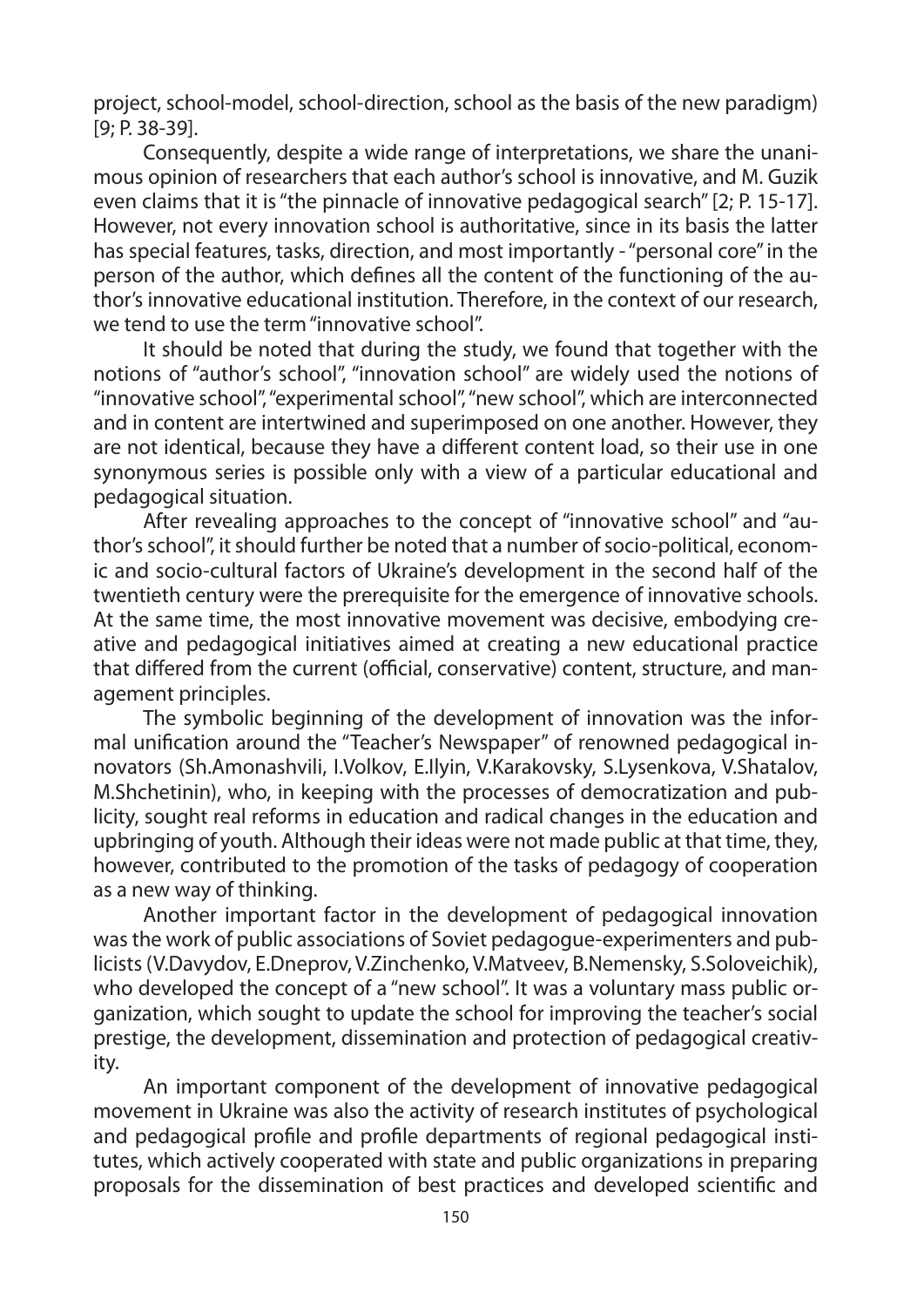project, school-model, school-direction, school as the basis of the new paradigm) [9; P. 38-39].

Consequently, despite a wide range of interpretations, we share the unanimous opinion of researchers that each author's school is innovative, and M. Guzik even claims that it is "the pinnacle of innovative pedagogical search" [2; P. 15-17]. However, not every innovation school is authoritative, since in its basis the latter has special features, tasks, direction, and most importantly - "personal core" in the person of the author, which defines all the content of the functioning of the author's innovative educational institution. Therefore, in the context of our research, we tend to use the term "innovative school".

It should be noted that during the study, we found that together with the notions of "author's school", "innovation school" are widely used the notions of "innovative school", "experimental school", "new school", which are interconnected and in content are intertwined and superimposed on one another. However, they are not identical, because they have a different content load, so their use in one synonymous series is possible only with a view of a particular educational and pedagogical situation.

After revealing approaches to the concept of "innovative school" and "author's school", it should further be noted that a number of socio-political, economic and socio-cultural factors of Ukraine's development in the second half of the twentieth century were the prerequisite for the emergence of innovative schools. At the same time, the most innovative movement was decisive, embodying creative and pedagogical initiatives aimed at creating a new educational practice that differed from the current (official, conservative) content, structure, and management principles.

The symbolic beginning of the development of innovation was the informal unification around the "Teacher's Newspaper" of renowned pedagogical innovators (Sh.Amonashvili, I.Volkov, E.Ilyin, V.Karakovsky, S.Lysenkova, V.Shatalov, M.Shchetinin), who, in keeping with the processes of democratization and publicity, sought real reforms in education and radical changes in the education and upbringing of youth. Although their ideas were not made public at that time, they, however, contributed to the promotion of the tasks of pedagogy of cooperation as a new way of thinking.

Another important factor in the development of pedagogical innovation was the work of public associations of Soviet pedagogue-experimenters and publicists (V.Davydov, E.Dneprov, V.Zinchenko, V.Matveev, B.Nemensky, S.Soloveichik), who developed the concept of a "new school". It was a voluntary mass public organization, which sought to update the school for improving the teacher's social prestige, the development, dissemination and protection of pedagogical creativity.

An important component of the development of innovative pedagogical movement in Ukraine was also the activity of research institutes of psychological and pedagogical profile and profile departments of regional pedagogical institutes, which actively cooperated with state and public organizations in preparing proposals for the dissemination of best practices and developed scientific and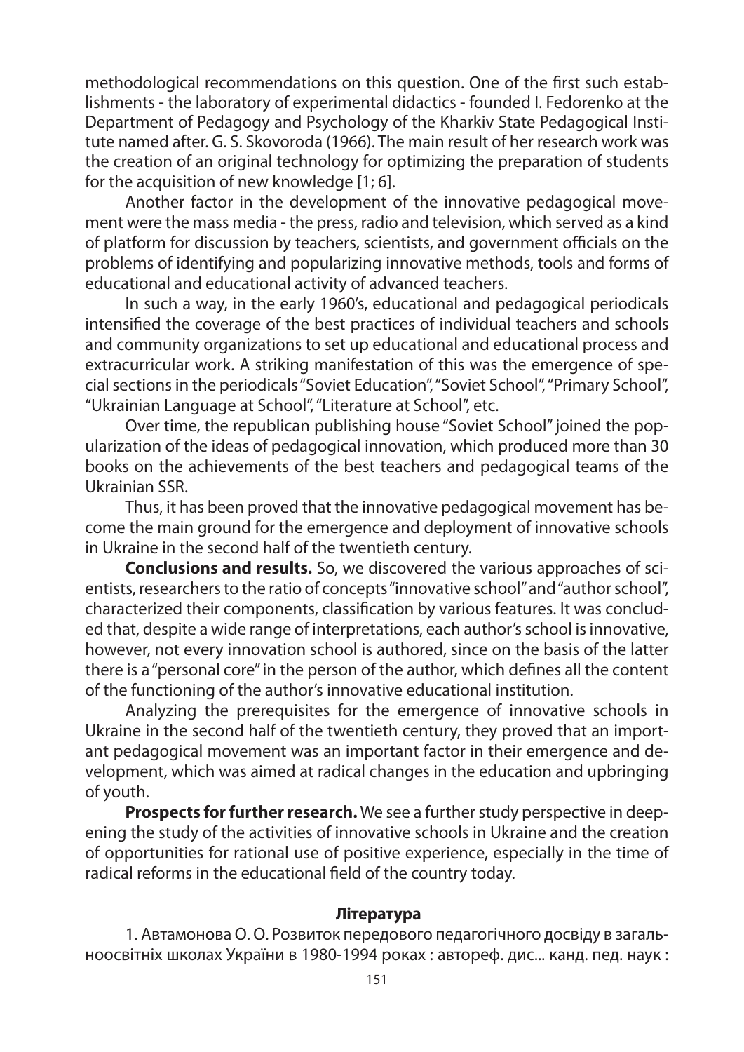methodological recommendations on this question. One of the first such establishments - the laboratory of experimental didactics - founded I. Fedorenko at the Department of Pedagogy and Psychology of the Kharkiv State Pedagogical Institute named after. G. S. Skovoroda (1966). The main result of her research work was the creation of an original technology for optimizing the preparation of students for the acquisition of new knowledge [1; 6].

Another factor in the development of the innovative pedagogical movement were the mass media - the press, radio and television, which served as a kind of platform for discussion by teachers, scientists, and government officials on the problems of identifying and popularizing innovative methods, tools and forms of educational and educational activity of advanced teachers.

In such a way, in the early 1960's, educational and pedagogical periodicals intensified the coverage of the best practices of individual teachers and schools and community organizations to set up educational and educational process and extracurricular work. A striking manifestation of this was the emergence of special sections in the periodicals "Soviet Education", "Soviet School", "Primary School", "Ukrainian Language at School", "Literature at School", etc.

Over time, the republican publishing house "Soviet School" joined the popularization of the ideas of pedagogical innovation, which produced more than 30 books on the achievements of the best teachers and pedagogical teams of the Ukrainian SSR.

Thus, it has been proved that the innovative pedagogical movement has become the main ground for the emergence and deployment of innovative schools in Ukraine in the second half of the twentieth century.

**Conclusions and results.** So, we discovered the various approaches of scientists, researchers to the ratio of concepts "innovative school" and "author school", characterized their components, classification by various features. It was concluded that, despite a wide range of interpretations, each author's school is innovative, however, not every innovation school is authored, since on the basis of the latter there is a "personal core" in the person of the author, which defines all the content of the functioning of the author's innovative educational institution.

Analyzing the prerequisites for the emergence of innovative schools in Ukraine in the second half of the twentieth century, they proved that an important pedagogical movement was an important factor in their emergence and development, which was aimed at radical changes in the education and upbringing of youth.

**Prospects for further research.** We see a further study perspective in deepening the study of the activities of innovative schools in Ukraine and the creation of opportunities for rational use of positive experience, especially in the time of radical reforms in the educational field of the country today.

## Література

1. Автамонова О. О. Розвиток передового педагогічного досвіду в загальноосвітніх школах України в 1980-1994 роках : автореф. дис... канд. пед. наук :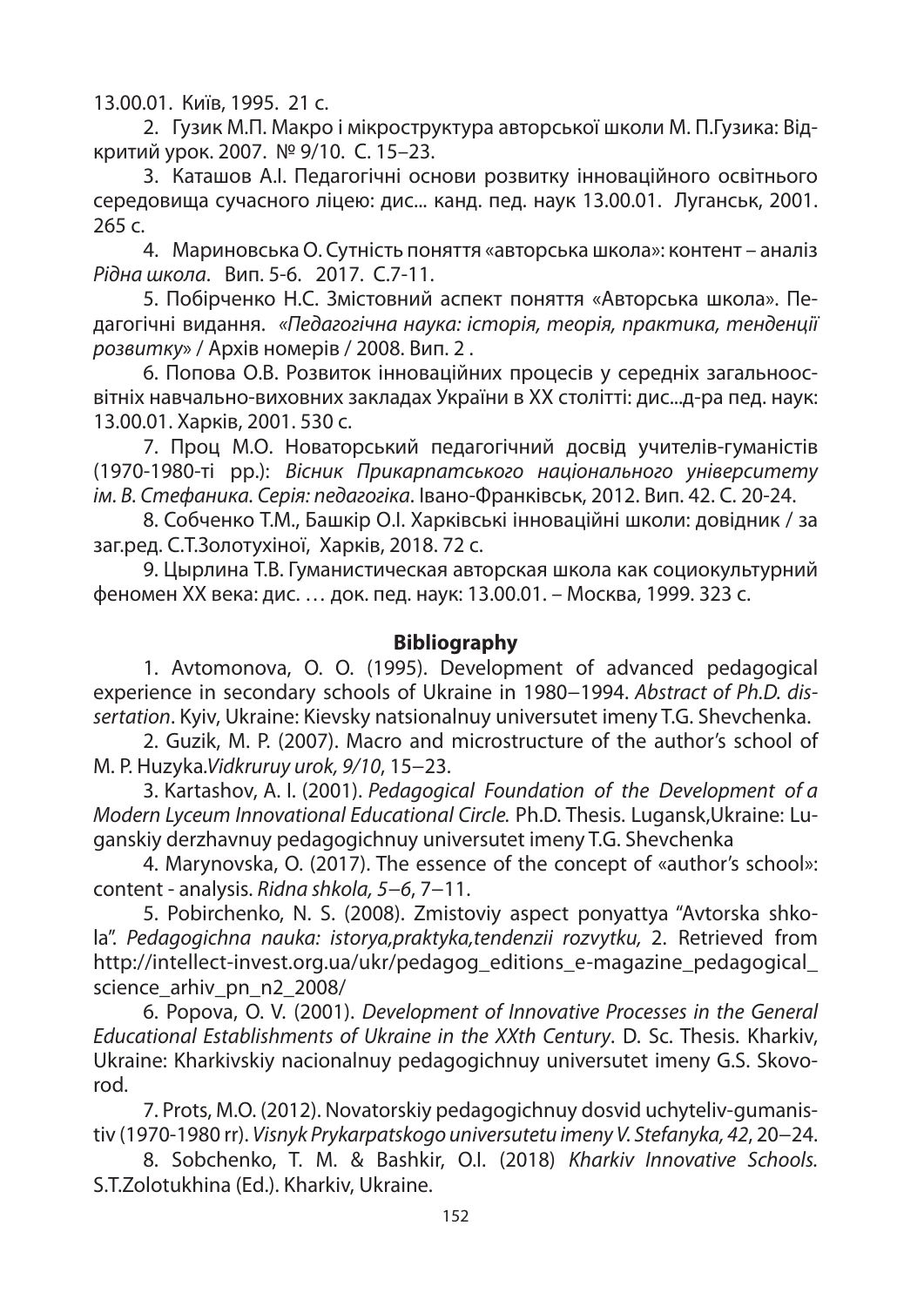13.00.01. Київ, 1995. 21 с.

2. Гузик М.П. Макро і мікроструктура авторської школи М. П.Гузика: Відкритий урок. 2007. № 9/10. С. 15–23.

3. Каташов А.І. Педагогічні основи розвитку інноваційного освітнього середовища сучасного ліцею: дис... канд. пед. наук 13.00.01. Луганськ, 2001. 265 с.

4. Мариновська О. Сутність поняття «авторська школа»: контент – аналіз *Рідна школа*. Вип. 5-6. 2017. С.7-11.

5. Побірченко Н.С. Змістовний аспект поняття «Авторська школа». Педагогічні видання. *«Педагогічна наука: історія, теорія, практика, тенденції розвитку»* / Архів номерів / 2008. Вип. 2 .

6. Попова О.В. Розвиток інноваційних процесів у середніх загальноосвітніх навчально-виховних закладах України в ХХ столітті: дис...д-ра пед. наук: 13.00.01. Харків, 2001. 530 с.

7. Проц М.О. Новаторський педагогічний досвід учителів-гуманістів (1970-1980-ті рр.): *Вісник Прикарпатського національного університету ім. В. Стефаника. Серія: педагогіка*. Івано-Франківськ, 2012. Вип. 42. С. 20-24.

8. Собченко Т.М., Башкір О.І. Харківські інноваційні школи: довідник / за заг.ред. С.Т.Золотухіної, Харків, 2018. 72 с.

9. Цырлина Т.В. Гуманистическая авторская школа как социокультурний феномен XX века: дис. … док. пед. наук: 13.00.01. – Москва, 1999. 323 с.

## Bibliography

1. Avtomonova, O. O. (1995). Development of advanced pedagogical experience in secondary schools of Ukraine in 1980–1994. *Abstract of Ph.D. dissertation*. Kyiv, Ukraine: Kievsky natsionalnuy universutet imeny T.G. Shevchenka.

2. Guzik, M. P. (2007). Macro and microstructure of the author's school of M. P. Huzyka.*Vidkruruy urok, 9/10*, 15–23.

3. Kartashov, A. I. (2001). *Pedagogical Foundation of the Development of a Modern Lyceum Innovational Educational Circle.* Ph.D. Thesis. Lugansk,Ukraine: Luganskiy derzhavnuy pedagogichnuy universutet imeny T.G. Shevchenka

4. Marynovska, O. (2017). The essence of the concept of «author's school»: content - analysis. *Ridna shkola, 5–6*, 7–11.

5. Pobirchenko, N. S. (2008). Zmistoviy aspect ponyattya "Avtorska shkola". *Pedagogichna nauka: istorya,praktyka,tendenzii rozvytku,* 2. Retrieved from http://intellect-invest.org.ua/ukr/pedagog_editions_e-magazine_pedagogical_science_arhiv_pn_n2_2008/

6. Popova, O. V. (2001). *Development of Innovative Processes in the General Educational Establishments of Ukraine in the XXth Century*. D. Sc. Thesis. Kharkiv, Ukraine: Kharkivskiy nacionalnuy pedagogichnuy universutet imeny G.S. Skovorod.

7. Prots, M.O. (2012). Novatorskiy pedagogichnuy dosvid uchyteliv-gumanistiv (1970-1980 rr). *Visnyk Prykarpatskogo universutetu imeny V. Stefanyka, 42*, 20–24.

8. Sobchenko, T. M. & Bashkir, O.I. (2018) *Kharkiv Innovative Schools.* S.T.Zolotukhina (Ed.). Kharkiv, Ukraine.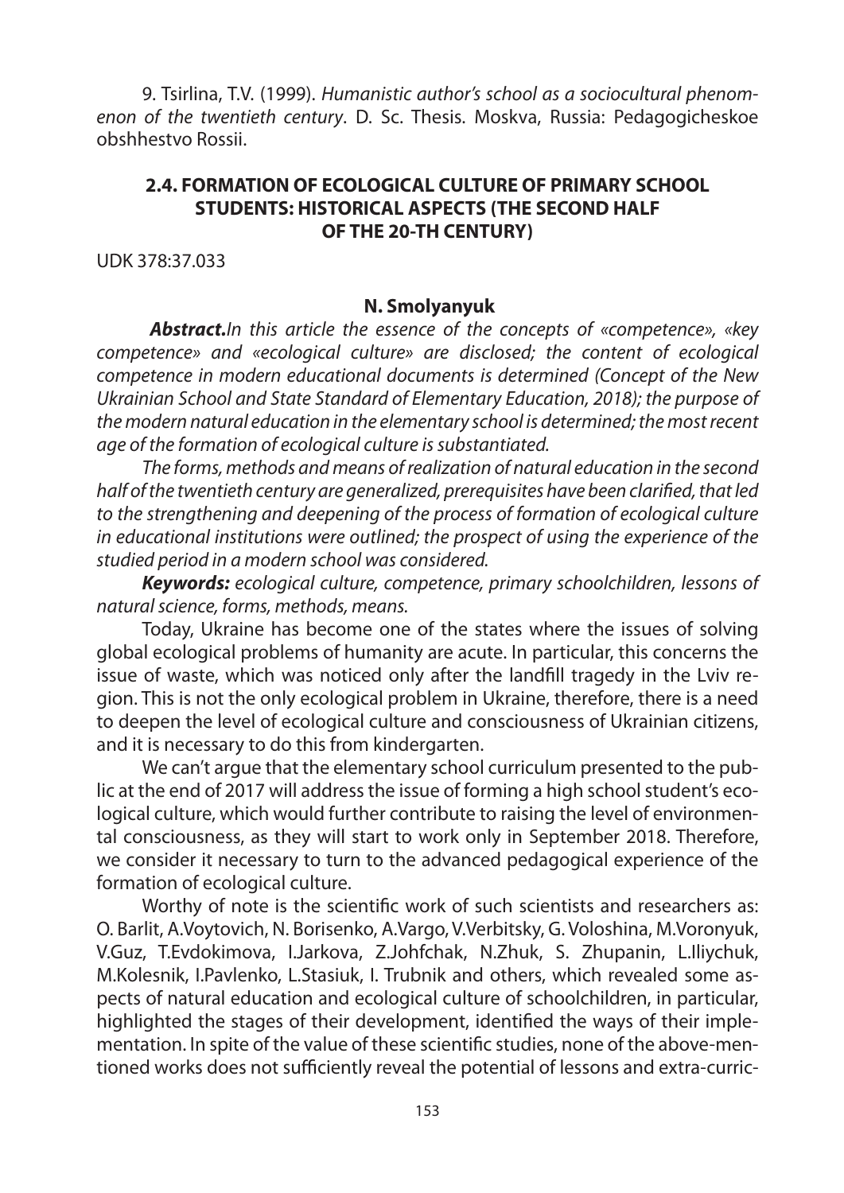9. Tsirlina, T.V. (1999). *Humanistic author's school as a sociocultural phenomenon of the twentieth century*. D. Sc. Thesis. Moskva, Russia: Pedagogicheskoe obshhestvo Rossii.

## 2.4. FORMATION OF ECOLOGICAL CULTURE OF PRIMARY SCHOOL STUDENTS: HISTORICAL ASPECTS (THE SECOND HALF OF THE 20-TH CENTURY)

UDK 378:37.033

**N. Smolyanyuk**

***Abstract.****In this article the essence of the concepts of «competence», «key competence» and «ecological culture» are disclosed; the content of ecological competence in modern educational documents is determined (Concept of the New Ukrainian School and State Standard of Elementary Education, 2018); the purpose of the modern natural education in the elementary school is determined; the most recent age of the formation of ecological culture is substantiated.*

*The forms, methods and means of realization of natural education in the second half of the twentieth century are generalized, prerequisites have been clarified, that led to the strengthening and deepening of the process of formation of ecological culture in educational institutions were outlined; the prospect of using the experience of the studied period in a modern school was considered.*

***Keywords:*** *ecological culture, competence, primary schoolchildren, lessons of natural science, forms, methods, means.*

Today, Ukraine has become one of the states where the issues of solving global ecological problems of humanity are acute. In particular, this concerns the issue of waste, which was noticed only after the landfill tragedy in the Lviv region. This is not the only ecological problem in Ukraine, therefore, there is a need to deepen the level of ecological culture and consciousness of Ukrainian citizens, and it is necessary to do this from kindergarten.

We can't argue that the elementary school curriculum presented to the public at the end of 2017 will address the issue of forming a high school student's ecological culture, which would further contribute to raising the level of environmental consciousness, as they will start to work only in September 2018. Therefore, we consider it necessary to turn to the advanced pedagogical experience of the formation of ecological culture.

Worthy of note is the scientific work of such scientists and researchers as: O. Barlit, A.Voytovich, N. Borisenko, A.Vargo, V.Verbitsky, G. Voloshina, M.Voronyuk, V.Guz, T.Evdokimova, I.Jarkova, Z.Johfchak, N.Zhuk, S. Zhupanin, L.Iliychuk, M.Kolesnik, I.Pavlenko, L.Stasiuk, I. Trubnik and others, which revealed some aspects of natural education and ecological culture of schoolchildren, in particular, highlighted the stages of their development, identified the ways of their implementation. In spite of the value of these scientific studies, none of the above-mentioned works does not sufficiently reveal the potential of lessons and extra-curric-